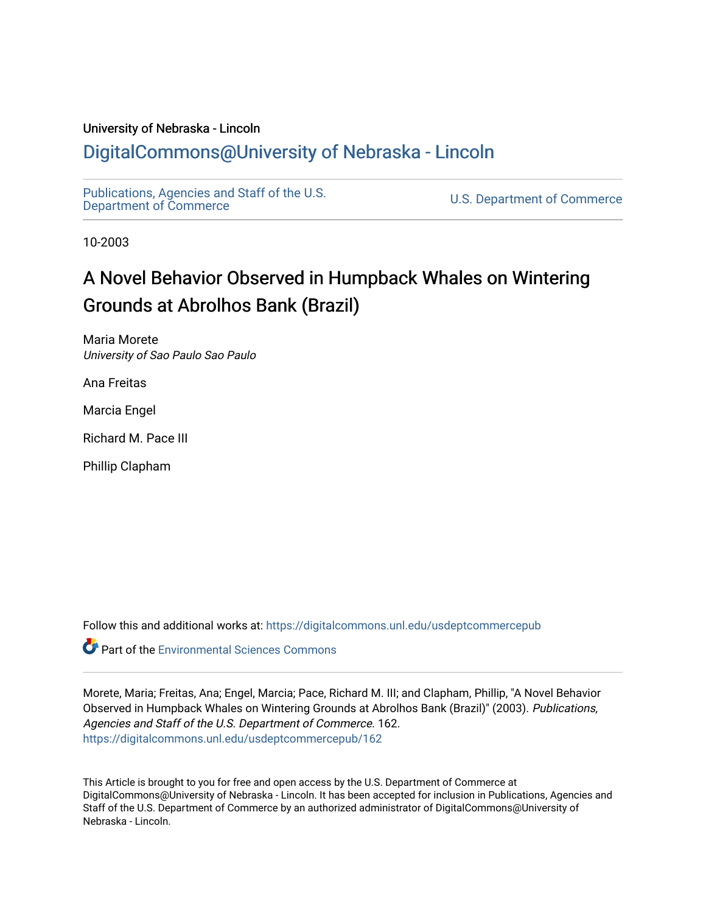University of Nebraska - Lincoln

## DigitalCommons@University of Nebraska - Lincoln

Publications, Agencies and Staff of the U.S. Department of Commerce

U.S. Department of Commerce

10-2003

# A Novel Behavior Observed in Humpback Whales on Wintering Grounds at Abrolhos Bank (Brazil)

Maria Morete
*University of Sao Paulo Sao Paulo*

Ana Freitas

Marcia Engel

Richard M. Pace III

Phillip Clapham

Follow this and additional works at: https://digitalcommons.unl.edu/usdeptcommercepub

Part of the Environmental Sciences Commons

Morete, Maria; Freitas, Ana; Engel, Marcia; Pace, Richard M. III; and Clapham, Phillip, "A Novel Behavior Observed in Humpback Whales on Wintering Grounds at Abrolhos Bank (Brazil)" (2003). *Publications, Agencies and Staff of the U.S. Department of Commerce*. 162.
https://digitalcommons.unl.edu/usdeptcommercepub/162

This Article is brought to you for free and open access by the U.S. Department of Commerce at DigitalCommons@University of Nebraska - Lincoln. It has been accepted for inclusion in Publications, Agencies and Staff of the U.S. Department of Commerce by an authorized administrator of DigitalCommons@University of Nebraska - Lincoln.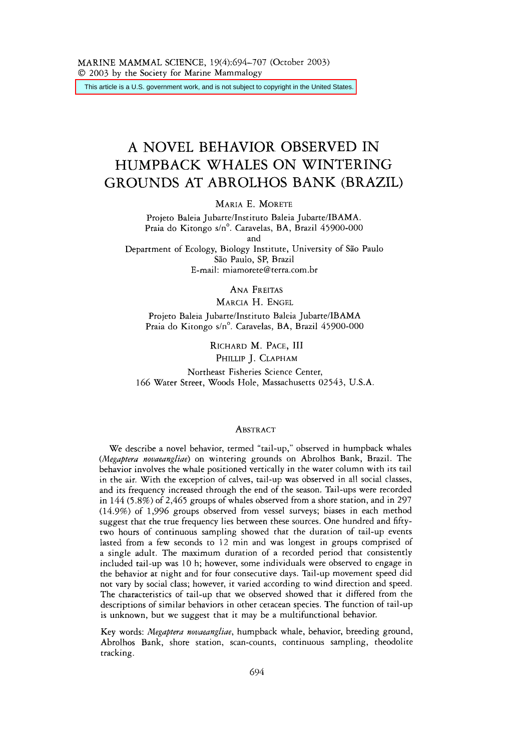This article is a U.S. government work, and is not subject to copyright in the United States.

# A NOVEL BEHAVIOR OBSERVED IN HUMPBACK WHALES ON WINTERING GROUNDS AT ABROLHOS BANK (BRAZIL)

MARIA E. MORETE

Projeto Baleia Jubarte/Instituto Baleia Jubarte/IBAMA.
Praia do Kitongo s/n°. Caravelas, BA, Brazil 45900-000
and
Department of Ecology, Biology Institute, University of São Paulo
São Paulo, SP, Brazil
E-mail: miamorete@terra.com.br

ANA FREITAS
MARCIA H. ENGEL

Projeto Baleia Jubarte/Instituto Baleia Jubarte/IBAMA
Praia do Kitongo s/n°. Caravelas, BA, Brazil 45900-000

RICHARD M. PACE, III
PHILLIP J. CLAPHAM

Northeast Fisheries Science Center,
166 Water Street, Woods Hole, Massachusetts 02543, U.S.A.

## ABSTRACT

We describe a novel behavior, termed "tail-up," observed in humpback whales (*Megaptera novaeangliae*) on wintering grounds on Abrolhos Bank, Brazil. The behavior involves the whale positioned vertically in the water column with its tail in the air. With the exception of calves, tail-up was observed in all social classes, and its frequency increased through the end of the season. Tail-ups were recorded in 144 (5.8%) of 2,465 groups of whales observed from a shore station, and in 297 (14.9%) of 1,996 groups observed from vessel surveys; biases in each method suggest that the true frequency lies between these sources. One hundred and fifty-two hours of continuous sampling showed that the duration of tail-up events lasted from a few seconds to 12 min and was longest in groups comprised of a single adult. The maximum duration of a recorded period that consistently included tail-up was 10 h; however, some individuals were observed to engage in the behavior at night and for four consecutive days. Tail-up movement speed did not vary by social class; however, it varied according to wind direction and speed. The characteristics of tail-up that we observed showed that it differed from the descriptions of similar behaviors in other cetacean species. The function of tail-up is unknown, but we suggest that it may be a multifunctional behavior.

Key words: *Megaptera novaeangliae*, humpback whale, behavior, breeding ground, Abrolhos Bank, shore station, scan-counts, continuous sampling, theodolite tracking.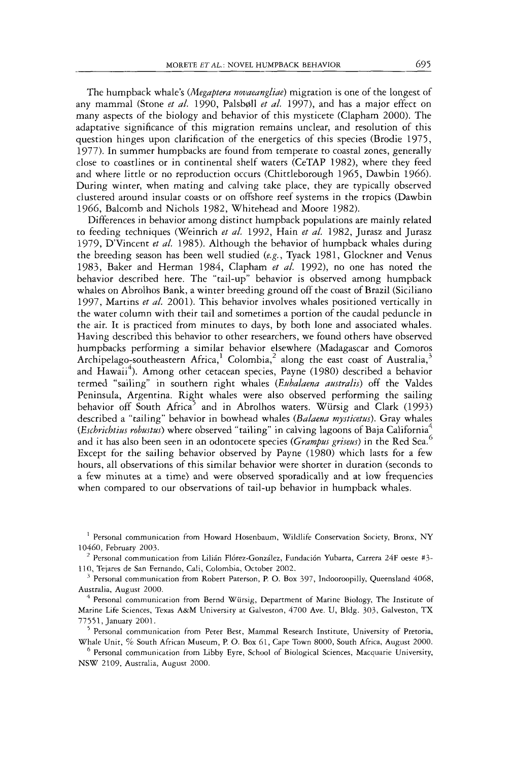The humpback whale's (*Megaptera novaeangliae*) migration is one of the longest of any mammal (Stone *et al.* 1990, Palsbøll *et al.* 1997), and has a major effect on many aspects of the biology and behavior of this mysticete (Clapham 2000). The adaptative significance of this migration remains unclear, and resolution of this question hinges upon clarification of the energetics of this species (Brodie 1975, 1977). In summer humpbacks are found from temperate to coastal zones, generally close to coastlines or in continental shelf waters (CeTAP 1982), where they feed and where little or no reproduction occurs (Chittleborough 1965, Dawbin 1966). During winter, when mating and calving take place, they are typically observed clustered around insular coasts or on offshore reef systems in the tropics (Dawbin 1966, Balcomb and Nichols 1982, Whitehead and Moore 1982).

Differences in behavior among distinct humpback populations are mainly related to feeding techniques (Weinrich *et al.* 1992, Hain *et al.* 1982, Jurasz and Jurasz 1979, D'Vincent *et al.* 1985). Although the behavior of humpback whales during the breeding season has been well studied (*e.g.*, Tyack 1981, Glockner and Venus 1983, Baker and Herman 1984, Clapham *et al.* 1992), no one has noted the behavior described here. The "tail-up" behavior is observed among humpback whales on Abrolhos Bank, a winter breeding ground off the coast of Brazil (Siciliano 1997, Martins *et al.* 2001). This behavior involves whales positioned vertically in the water column with their tail and sometimes a portion of the caudal peduncle in the air. It is practiced from minutes to days, by both lone and associated whales. Having described this behavior to other researchers, we found others have observed humpbacks performing a similar behavior elsewhere (Madagascar and Comoros Archipelago-southeastern Africa,[1] Colombia,[2] along the east coast of Australia,[3] and Hawaii[4]). Among other cetacean species, Payne (1980) described a behavior termed "sailing" in southern right whales (*Eubalaena australis*) off the Valdes Peninsula, Argentina. Right whales were also observed performing the sailing behavior off South Africa[5] and in Abrolhos waters. Würsig and Clark (1993) described a "tailing" behavior in bowhead whales (*Balaena mysticetus*). Gray whales (*Eschrichtius robustus*) where observed "tailing" in calving lagoons of Baja California[4] and it has also been seen in an odontocete species (*Grampus griseus*) in the Red Sea.[6] Except for the sailing behavior observed by Payne (1980) which lasts for a few hours, all observations of this similar behavior were shorter in duration (seconds to a few minutes at a time) and were observed sporadically and at low frequencies when compared to our observations of tail-up behavior in humpback whales.

[1] Personal communication from Howard Hosenbaum, Wildlife Conservation Society, Bronx, NY 10460, February 2003.

[2] Personal communication from Lilián Flórez-González, Fundación Yubarta, Carrera 24F oeste #3-110, Tejares de San Fernando, Cali, Colombia, October 2002.

[3] Personal communication from Robert Paterson, P. O. Box 397, Indooroopilly, Queensland 4068, Australia, August 2000.

[4] Personal communication from Bernd Würsig, Department of Marine Biology, The Institute of Marine Life Sciences, Texas A&M University at Galveston, 4700 Ave. U, Bldg. 303, Galveston, TX 77551, January 2001.

[5] Personal communication from Peter Best, Mammal Research Institute, University of Pretoria, Whale Unit, % South African Museum, P. O. Box 61, Cape Town 8000, South Africa, August 2000.

[6] Personal communication from Libby Eyre, School of Biological Sciences, Macquarie University, NSW 2109, Australia, August 2000.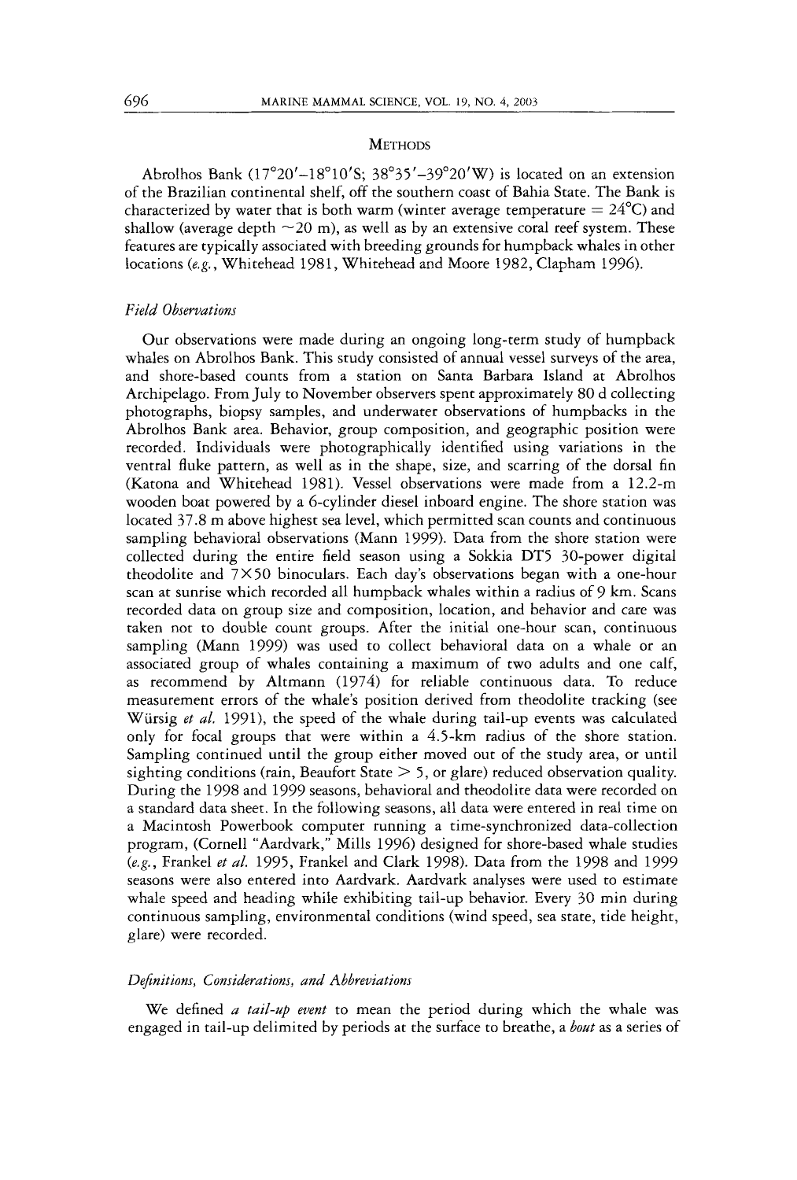## METHODS

Abrolhos Bank (17°20′–18°10′S; 38°35′–39°20′W) is located on an extension of the Brazilian continental shelf, off the southern coast of Bahia State. The Bank is characterized by water that is both warm (winter average temperature = 24°C) and shallow (average depth ~20 m), as well as by an extensive coral reef system. These features are typically associated with breeding grounds for humpback whales in other locations (*e.g.*, Whitehead 1981, Whitehead and Moore 1982, Clapham 1996).

### *Field Observations*

Our observations were made during an ongoing long-term study of humpback whales on Abrolhos Bank. This study consisted of annual vessel surveys of the area, and shore-based counts from a station on Santa Barbara Island at Abrolhos Archipelago. From July to November observers spent approximately 80 d collecting photographs, biopsy samples, and underwater observations of humpbacks in the Abrolhos Bank area. Behavior, group composition, and geographic position were recorded. Individuals were photographically identified using variations in the ventral fluke pattern, as well as in the shape, size, and scarring of the dorsal fin (Katona and Whitehead 1981). Vessel observations were made from a 12.2-m wooden boat powered by a 6-cylinder diesel inboard engine. The shore station was located 37.8 m above highest sea level, which permitted scan counts and continuous sampling behavioral observations (Mann 1999). Data from the shore station were collected during the entire field season using a Sokkia DT5 30-power digital theodolite and 7×50 binoculars. Each day's observations began with a one-hour scan at sunrise which recorded all humpback whales within a radius of 9 km. Scans recorded data on group size and composition, location, and behavior and care was taken not to double count groups. After the initial one-hour scan, continuous sampling (Mann 1999) was used to collect behavioral data on a whale or an associated group of whales containing a maximum of two adults and one calf, as recommend by Altmann (1974) for reliable continuous data. To reduce measurement errors of the whale's position derived from theodolite tracking (see Würsig *et al.* 1991), the speed of the whale during tail-up events was calculated only for focal groups that were within a 4.5-km radius of the shore station. Sampling continued until the group either moved out of the study area, or until sighting conditions (rain, Beaufort State > 5, or glare) reduced observation quality. During the 1998 and 1999 seasons, behavioral and theodolite data were recorded on a standard data sheet. In the following seasons, all data were entered in real time on a Macintosh Powerbook computer running a time-synchronized data-collection program, (Cornell "Aardvark," Mills 1996) designed for shore-based whale studies (*e.g.*, Frankel *et al.* 1995, Frankel and Clark 1998). Data from the 1998 and 1999 seasons were also entered into Aardvark. Aardvark analyses were used to estimate whale speed and heading while exhibiting tail-up behavior. Every 30 min during continuous sampling, environmental conditions (wind speed, sea state, tide height, glare) were recorded.

### *Definitions, Considerations, and Abbreviations*

We defined *a tail-up event* to mean the period during which the whale was engaged in tail-up delimited by periods at the surface to breathe, a *bout* as a series of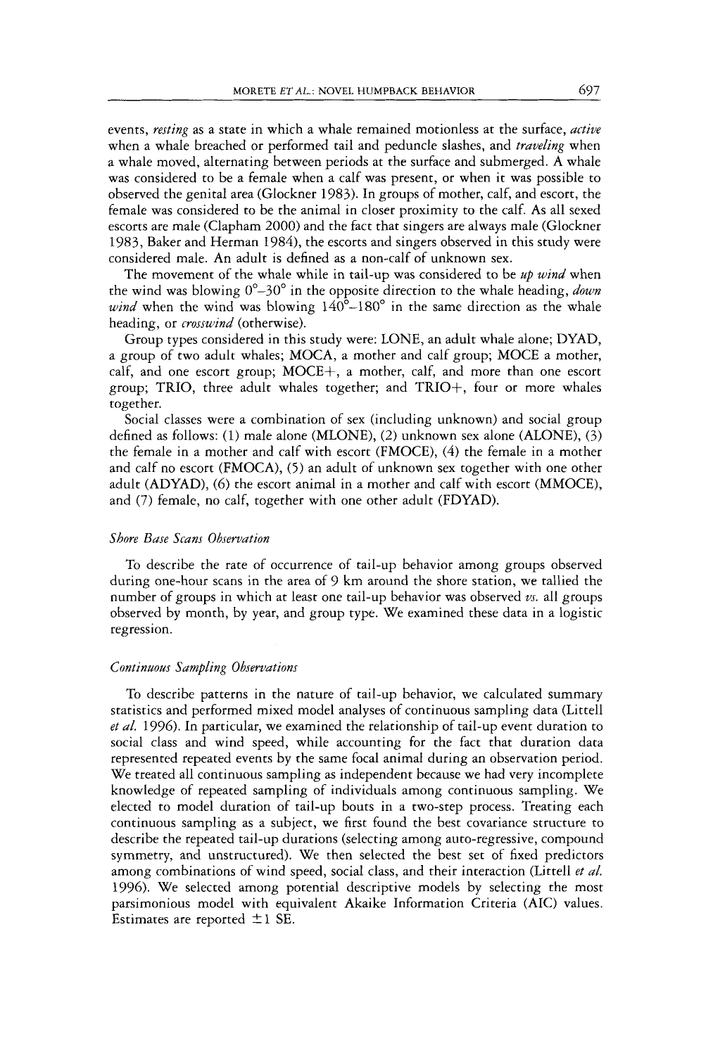events, *resting* as a state in which a whale remained motionless at the surface, *active* when a whale breached or performed tail and peduncle slashes, and *traveling* when a whale moved, alternating between periods at the surface and submerged. A whale was considered to be a female when a calf was present, or when it was possible to observed the genital area (Glockner 1983). In groups of mother, calf, and escort, the female was considered to be the animal in closer proximity to the calf. As all sexed escorts are male (Clapham 2000) and the fact that singers are always male (Glockner 1983, Baker and Herman 1984), the escorts and singers observed in this study were considered male. An adult is defined as a non-calf of unknown sex.

The movement of the whale while in tail-up was considered to be *up wind* when the wind was blowing 0°–30° in the opposite direction to the whale heading, *down wind* when the wind was blowing 140°–180° in the same direction as the whale heading, or *crosswind* (otherwise).

Group types considered in this study were: LONE, an adult whale alone; DYAD, a group of two adult whales; MOCA, a mother and calf group; MOCE a mother, calf, and one escort group; MOCE+, a mother, calf, and more than one escort group; TRIO, three adult whales together; and TRIO+, four or more whales together.

Social classes were a combination of sex (including unknown) and social group defined as follows: (1) male alone (MLONE), (2) unknown sex alone (ALONE), (3) the female in a mother and calf with escort (FMOCE), (4) the female in a mother and calf no escort (FMOCA), (5) an adult of unknown sex together with one other adult (ADYAD), (6) the escort animal in a mother and calf with escort (MMOCE), and (7) female, no calf, together with one other adult (FDYAD).

### *Shore Base Scans Observation*

To describe the rate of occurrence of tail-up behavior among groups observed during one-hour scans in the area of 9 km around the shore station, we tallied the number of groups in which at least one tail-up behavior was observed *vs.* all groups observed by month, by year, and group type. We examined these data in a logistic regression.

### *Continuous Sampling Observations*

To describe patterns in the nature of tail-up behavior, we calculated summary statistics and performed mixed model analyses of continuous sampling data (Littell *et al.* 1996). In particular, we examined the relationship of tail-up event duration to social class and wind speed, while accounting for the fact that duration data represented repeated events by the same focal animal during an observation period. We treated all continuous sampling as independent because we had very incomplete knowledge of repeated sampling of individuals among continuous sampling. We elected to model duration of tail-up bouts in a two-step process. Treating each continuous sampling as a subject, we first found the best covariance structure to describe the repeated tail-up durations (selecting among auto-regressive, compound symmetry, and unstructured). We then selected the best set of fixed predictors among combinations of wind speed, social class, and their interaction (Littell *et al.* 1996). We selected among potential descriptive models by selecting the most parsimonious model with equivalent Akaike Information Criteria (AIC) values. Estimates are reported ±1 SE.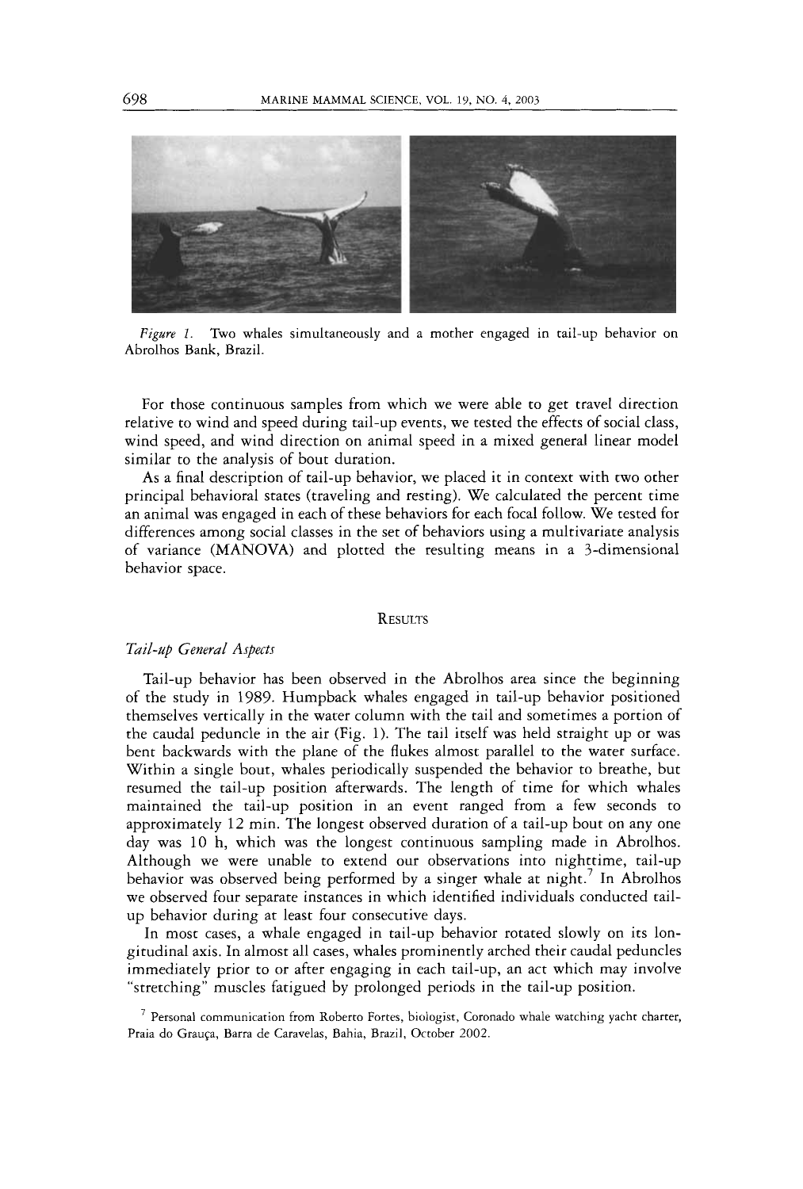*Figure 1.* Two whales simultaneously and a mother engaged in tail-up behavior on Abrolhos Bank, Brazil.

For those continuous samples from which we were able to get travel direction relative to wind and speed during tail-up events, we tested the effects of social class, wind speed, and wind direction on animal speed in a mixed general linear model similar to the analysis of bout duration.

As a final description of tail-up behavior, we placed it in context with two other principal behavioral states (traveling and resting). We calculated the percent time an animal was engaged in each of these behaviors for each focal follow. We tested for differences among social classes in the set of behaviors using a multivariate analysis of variance (MANOVA) and plotted the resulting means in a 3-dimensional behavior space.

## Results

### *Tail-up General Aspects*

Tail-up behavior has been observed in the Abrolhos area since the beginning of the study in 1989. Humpback whales engaged in tail-up behavior positioned themselves vertically in the water column with the tail and sometimes a portion of the caudal peduncle in the air (Fig. 1). The tail itself was held straight up or was bent backwards with the plane of the flukes almost parallel to the water surface. Within a single bout, whales periodically suspended the behavior to breathe, but resumed the tail-up position afterwards. The length of time for which whales maintained the tail-up position in an event ranged from a few seconds to approximately 12 min. The longest observed duration of a tail-up bout on any one day was 10 h, which was the longest continuous sampling made in Abrolhos. Although we were unable to extend our observations into nighttime, tail-up behavior was observed being performed by a singer whale at night.[7] In Abrolhos we observed four separate instances in which identified individuals conducted tail-up behavior during at least four consecutive days.

In most cases, a whale engaged in tail-up behavior rotated slowly on its longitudinal axis. In almost all cases, whales prominently arched their caudal peduncles immediately prior to or after engaging in each tail-up, an act which may involve "stretching" muscles fatigued by prolonged periods in the tail-up position.

[7] Personal communication from Roberto Fortes, biologist, Coronado whale watching yacht charter, Praia do Graúça, Barra de Caravelas, Bahia, Brazil, October 2002.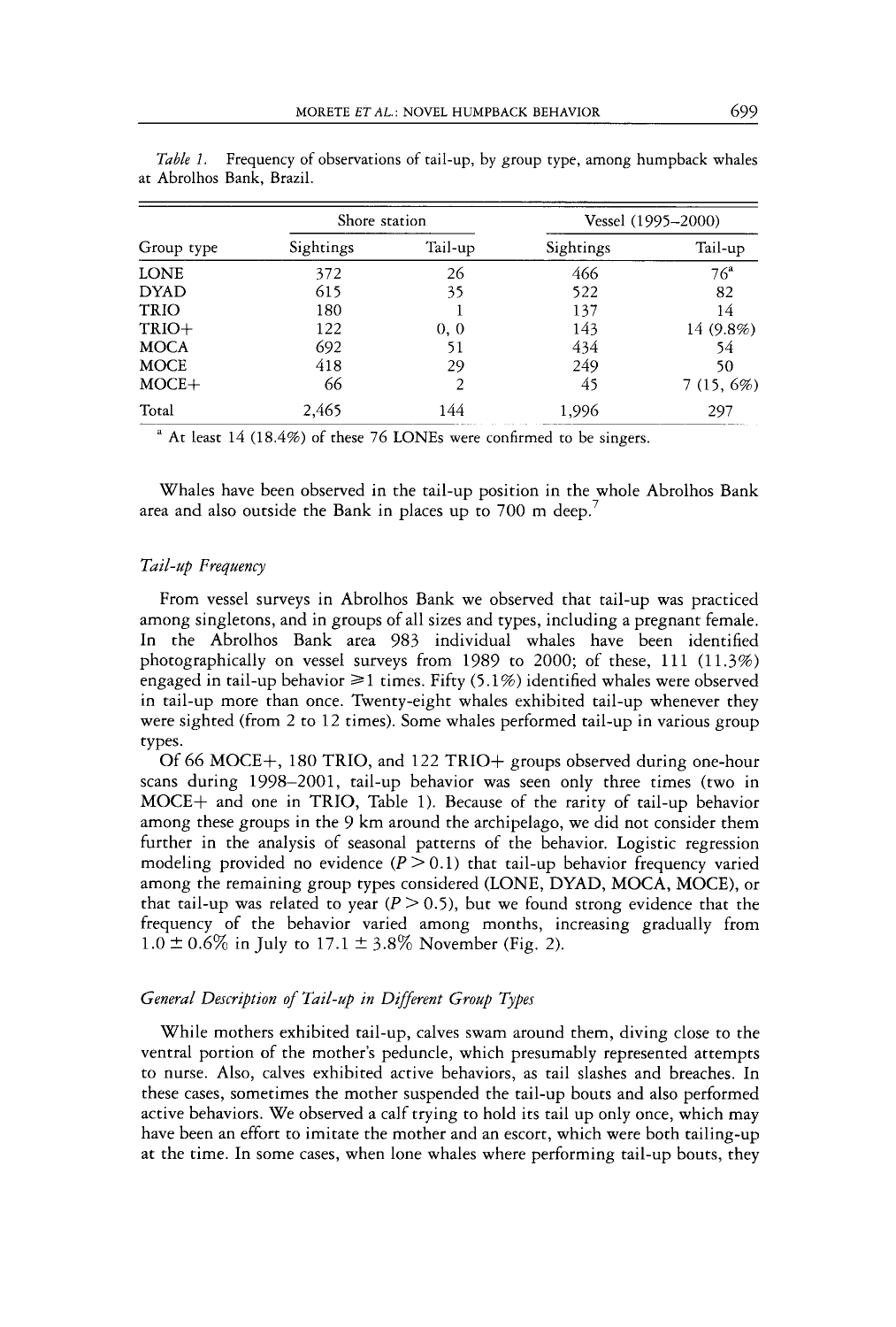*Table 1.* Frequency of observations of tail-up, by group type, among humpback whales at Abrolhos Bank, Brazil.

| Group type | Shore station | | Vessel (1995–2000) | |
|---|---|---|---|---|
| | Sightings | Tail-up | Sightings | Tail-up |
| LONE | 372 | 26 | 466 | 76[a] |
| DYAD | 615 | 35 | 522 | 82 |
| TRIO | 180 | 1 | 137 | 14 |
| TRIO+ | 122 | 0, 0 | 143 | 14 (9.8%) |
| MOCA | 692 | 51 | 434 | 54 |
| MOCE | 418 | 29 | 249 | 50 |
| MOCE+ | 66 | 2 | 45 | 7 (15, 6%) |
| Total | 2,465 | 144 | 1,996 | 297 |

[a] At least 14 (18.4%) of these 76 LONEs were confirmed to be singers.

Whales have been observed in the tail-up position in the whole Abrolhos Bank area and also outside the Bank in places up to 700 m deep.[7]

### *Tail-up Frequency*

From vessel surveys in Abrolhos Bank we observed that tail-up was practiced among singletons, and in groups of all sizes and types, including a pregnant female. In the Abrolhos Bank area 983 individual whales have been identified photographically on vessel surveys from 1989 to 2000; of these, 111 (11.3%) engaged in tail-up behavior $\geqslant 1$ times. Fifty (5.1%) identified whales were observed in tail-up more than once. Twenty-eight whales exhibited tail-up whenever they were sighted (from 2 to 12 times). Some whales performed tail-up in various group types.

Of 66 MOCE+, 180 TRIO, and 122 TRIO+ groups observed during one-hour scans during 1998–2001, tail-up behavior was seen only three times (two in MOCE+ and one in TRIO, Table 1). Because of the rarity of tail-up behavior among these groups in the 9 km around the archipelago, we did not consider them further in the analysis of seasonal patterns of the behavior. Logistic regression modeling provided no evidence ($P > 0.1$) that tail-up behavior frequency varied among the remaining group types considered (LONE, DYAD, MOCA, MOCE), or that tail-up was related to year ($P > 0.5$), but we found strong evidence that the frequency of the behavior varied among months, increasing gradually from $1.0 \pm 0.6\%$ in July to $17.1 \pm 3.8\%$ November (Fig. 2).

### *General Description of Tail-up in Different Group Types*

While mothers exhibited tail-up, calves swam around them, diving close to the ventral portion of the mother's peduncle, which presumably represented attempts to nurse. Also, calves exhibited active behaviors, as tail slashes and breaches. In these cases, sometimes the mother suspended the tail-up bouts and also performed active behaviors. We observed a calf trying to hold its tail up only once, which may have been an effort to imitate the mother and an escort, which were both tailing-up at the time. In some cases, when lone whales where performing tail-up bouts, they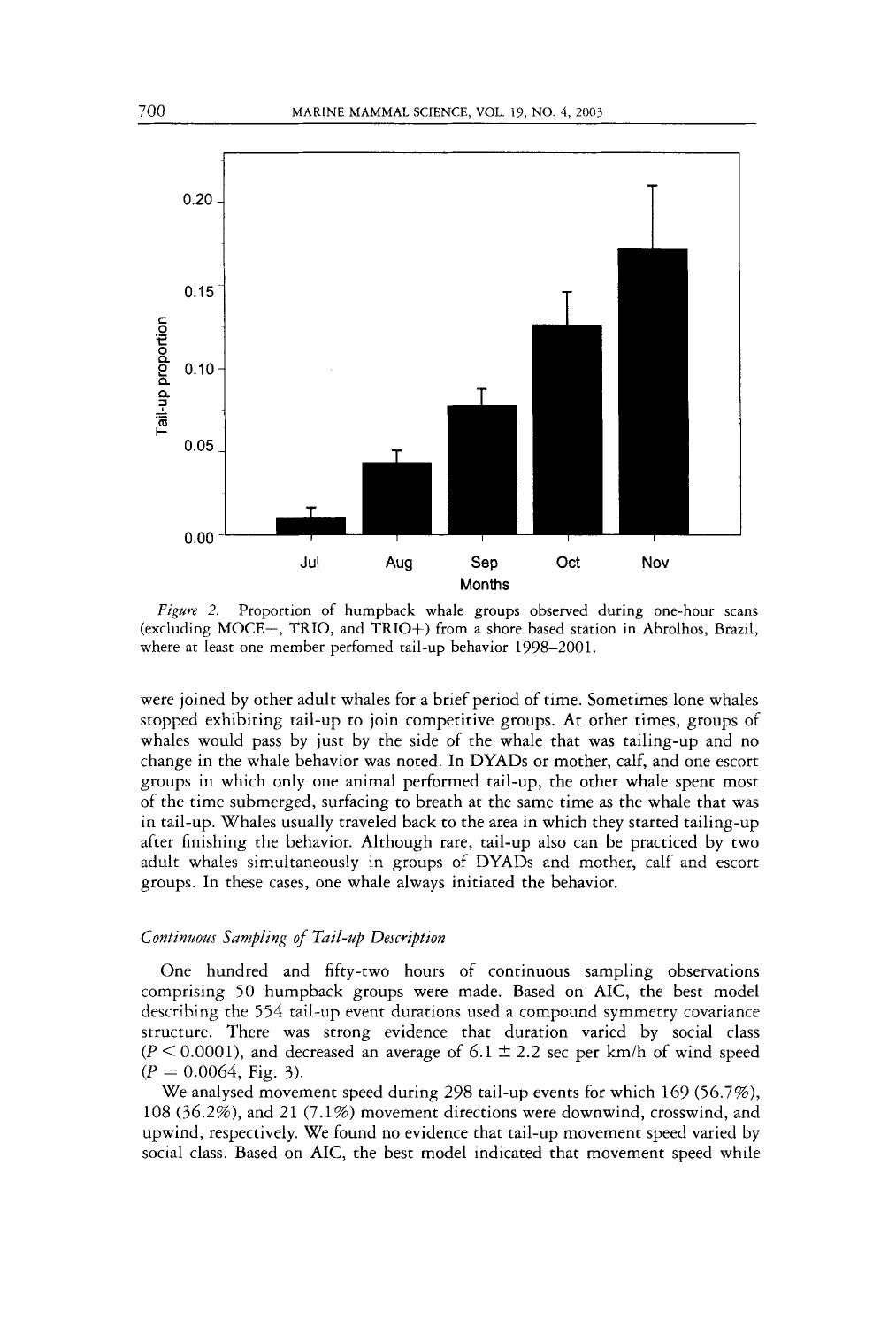*Figure 2.* Proportion of humpback whale groups observed during one-hour scans (excluding MOCE+, TRIO, and TRIO+) from a shore based station in Abrolhos, Brazil, where at least one member perfomed tail-up behavior 1998–2001.

were joined by other adult whales for a brief period of time. Sometimes lone whales stopped exhibiting tail-up to join competitive groups. At other times, groups of whales would pass by just by the side of the whale that was tailing-up and no change in the whale behavior was noted. In DYADs or mother, calf, and one escort groups in which only one animal performed tail-up, the other whale spent most of the time submerged, surfacing to breath at the same time as the whale that was in tail-up. Whales usually traveled back to the area in which they started tailing-up after finishing the behavior. Although rare, tail-up also can be practiced by two adult whales simultaneously in groups of DYADs and mother, calf and escort groups. In these cases, one whale always initiated the behavior.

### *Continuous Sampling of Tail-up Description*

One hundred and fifty-two hours of continuous sampling observations comprising 50 humpback groups were made. Based on AIC, the best model describing the 554 tail-up event durations used a compound symmetry covariance structure. There was strong evidence that duration varied by social class ($P < 0.0001$), and decreased an average of $6.1 \pm 2.2$ sec per km/h of wind speed ($P = 0.0064$, Fig. 3).

We analysed movement speed during 298 tail-up events for which 169 (56.7%), 108 (36.2%), and 21 (7.1%) movement directions were downwind, crosswind, and upwind, respectively. We found no evidence that tail-up movement speed varied by social class. Based on AIC, the best model indicated that movement speed while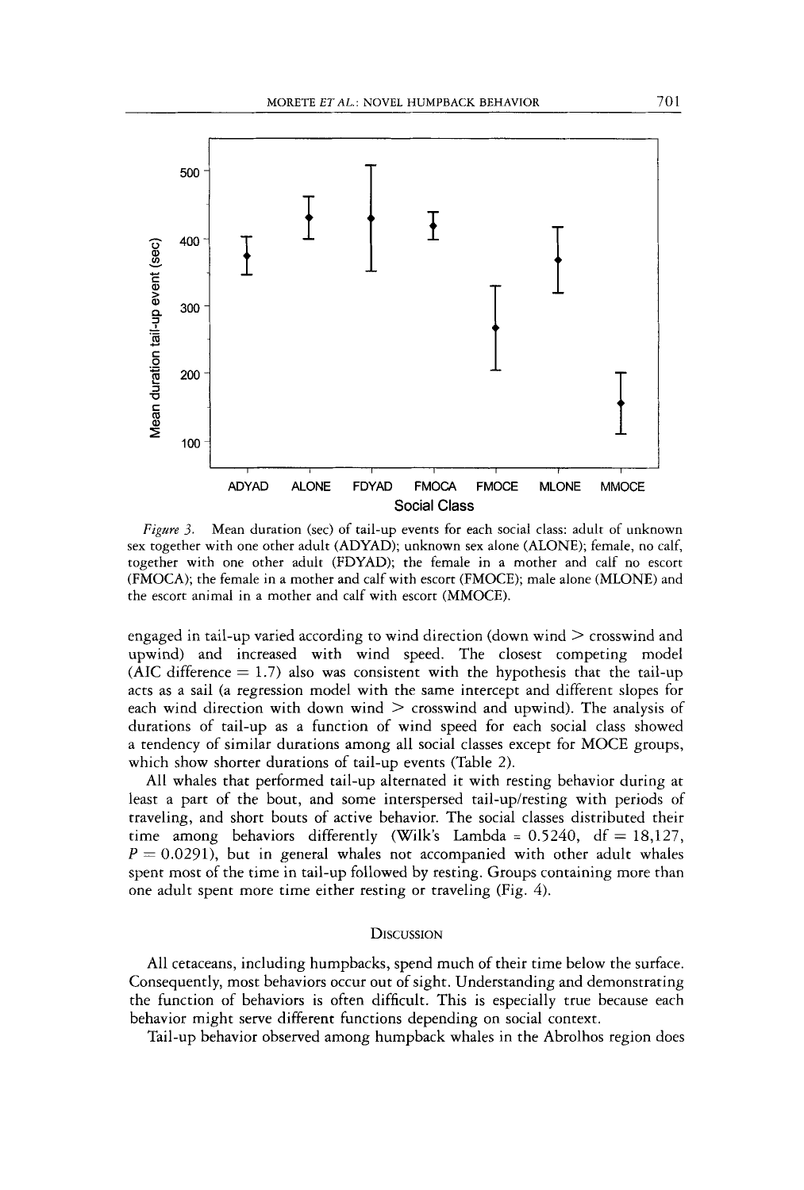*Figure 3.* Mean duration (sec) of tail-up events for each social class: adult of unknown sex together with one other adult (ADYAD); unknown sex alone (ALONE); female, no calf, together with one other adult (FDYAD); the female in a mother and calf no escort (FMOCA); the female in a mother and calf with escort (FMOCE); male alone (MLONE) and the escort animal in a mother and calf with escort (MMOCE).

engaged in tail-up varied according to wind direction (down wind > crosswind and upwind) and increased with wind speed. The closest competing model (AIC difference = 1.7) also was consistent with the hypothesis that the tail-up acts as a sail (a regression model with the same intercept and different slopes for each wind direction with down wind > crosswind and upwind). The analysis of durations of tail-up as a function of wind speed for each social class showed a tendency of similar durations among all social classes except for MOCE groups, which show shorter durations of tail-up events (Table 2).

All whales that performed tail-up alternated it with resting behavior during at least a part of the bout, and some interspersed tail-up/resting with periods of traveling, and short bouts of active behavior. The social classes distributed their time among behaviors differently (Wilk's Lambda = 0.5240, df = 18,127, $P = 0.0291$), but in general whales not accompanied with other adult whales spent most of the time in tail-up followed by traveling. Groups containing more than one adult spent more time either resting or traveling (Fig. 4).

## Discussion

All cetaceans, including humpbacks, spend much of their time below the surface. Consequently, most behaviors occur out of sight. Understanding and demonstrating the function of behaviors is often difficult. This is especially true because each behavior might serve different functions depending on social context.

Tail-up behavior observed among humpback whales in the Abrolhos region does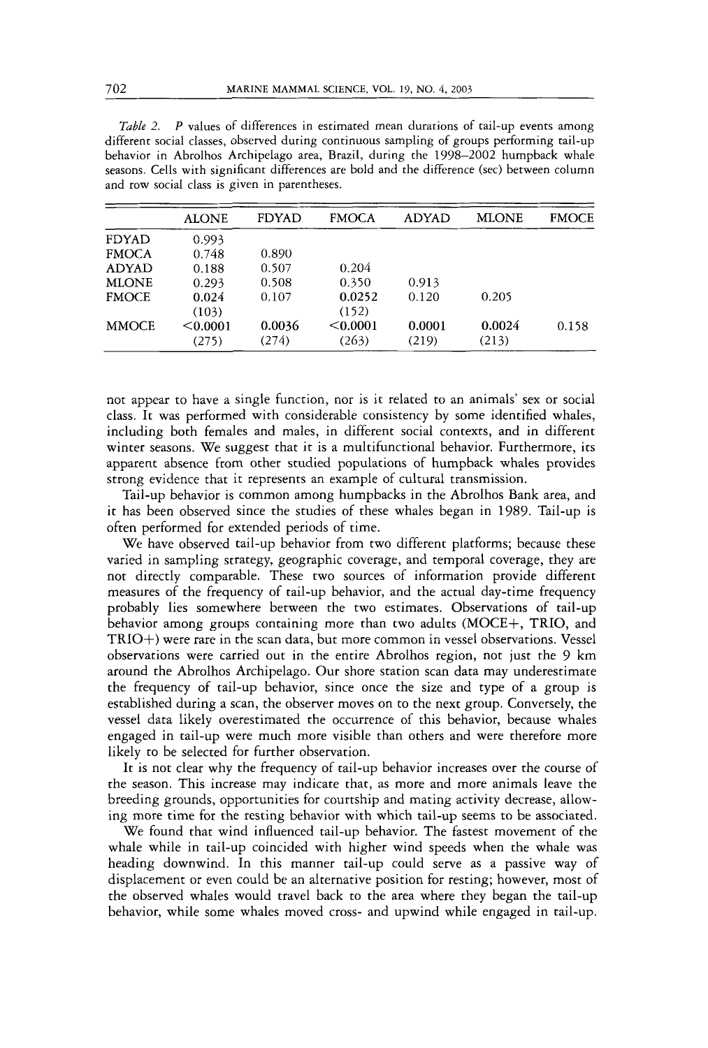*Table 2.* *P* values of differences in estimated mean durations of tail-up events among different social classes, observed during continuous sampling of groups performing tail-up behavior in Abrolhos Archipelago area, Brazil, during the 1998–2002 humpback whale seasons. Cells with significant differences are bold and the difference (sec) between column and row social class is given in parentheses.

| | ALONE | FDYAD | FMOCA | ADYAD | MLONE | FMOCE |
|---|---|---|---|---|---|---|
| FDYAD | 0.993 | | | | | |
| FMOCA | 0.748 | 0.890 | | | | |
| ADYAD | 0.188 | 0.507 | 0.204 | | | |
| MLONE | 0.293 | 0.508 | 0.350 | 0.913 | | |
| FMOCE | **0.024** (103) | 0.107 | **0.0252** (152) | 0.120 | 0.205 | |
| MMOCE | **<0.0001** (275) | **0.0036** (274) | **<0.0001** (263) | **0.0001** (219) | **0.0024** (213) | 0.158 |

not appear to have a single function, nor is it related to an animals' sex or social class. It was performed with considerable consistency by some identified whales, including both females and males, in different social contexts, and in different winter seasons. We suggest that it is a multifunctional behavior. Furthermore, its apparent absence from other studied populations of humpback whales provides strong evidence that it represents an example of cultural transmission.

Tail-up behavior is common among humpbacks in the Abrolhos Bank area, and it has been observed since the studies of these whales began in 1989. Tail-up is often performed for extended periods of time.

We have observed tail-up behavior from two different platforms; because these varied in sampling strategy, geographic coverage, and temporal coverage, they are not directly comparable. These two sources of information provide different measures of the frequency of tail-up behavior, and the actual day-time frequency probably lies somewhere between the two estimates. Observations of tail-up behavior among groups containing more than two adults (MOCE+, TRIO, and TRIO+) were rare in the scan data, but more common in vessel observations. Vessel observations were carried out in the entire Abrolhos region, not just the 9 km around the Abrolhos Archipelago. Our shore station scan data may underestimate the frequency of tail-up behavior, since once the size and type of a group is established during a scan, the observer moves on to the next group. Conversely, the vessel data likely overestimated the occurrence of this behavior, because whales engaged in tail-up were much more visible than others and were therefore more likely to be selected for further observation.

It is not clear why the frequency of tail-up behavior increases over the course of the season. This increase may indicate that, as more and more animals leave the breeding grounds, opportunities for courtship and mating activity decrease, allowing more time for the resting behavior with which tail-up seems to be associated.

We found that wind influenced tail-up behavior. The fastest movement of the whale while in tail-up coincided with higher wind speeds when the whale was heading downwind. In this manner tail-up could serve as a passive way of displacement or even could be an alternative position for resting; however, most of the observed whales would travel back to the area where they began the tail-up behavior, while some whales moved cross- and upwind while engaged in tail-up.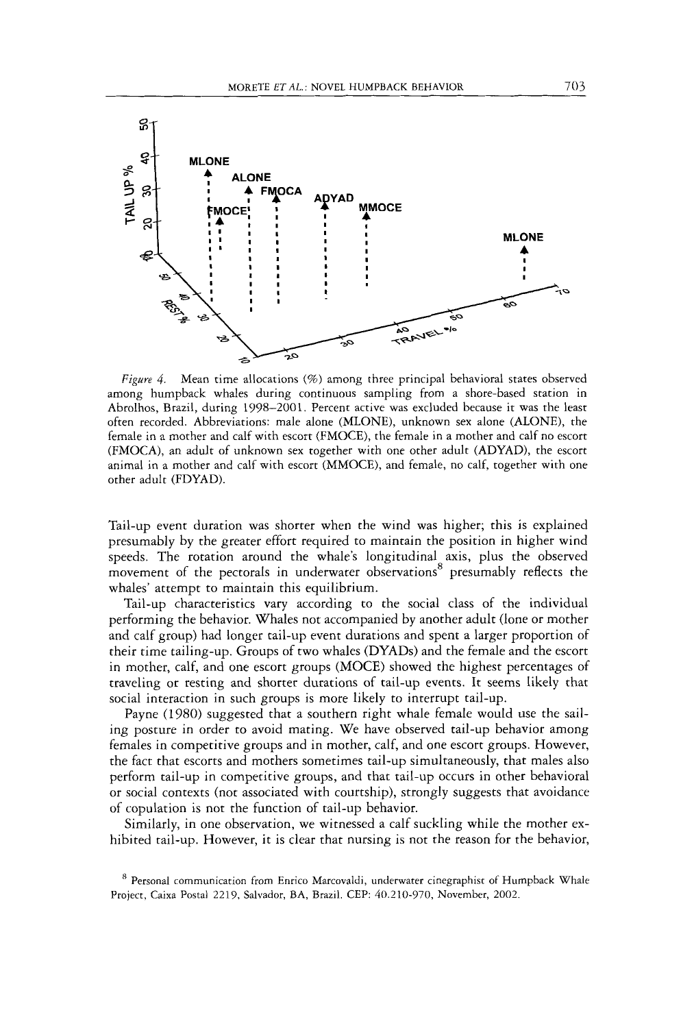*Figure 4.* Mean time allocations (%) among three principal behavioral states observed among humpback whales during continuous sampling from a shore-based station in Abrolhos, Brazil, during 1998–2001. Percent active was excluded because it was the least often recorded. Abbreviations: male alone (MLONE), unknown sex alone (ALONE), the female in a mother and calf with escort (FMOCE), the female in a mother and calf no escort (FMOCA), an adult of unknown sex together with one other adult (ADYAD), the escort animal in a mother and calf with escort (MMOCE), and female, no calf, together with one other adult (FDYAD).

Tail-up event duration was shorter when the wind was higher; this is explained presumably by the greater effort required to maintain the position in higher wind speeds. The rotation around the whale's longitudinal axis, plus the observed movement of the pectorals in underwater observations[8] presumably reflects the whales' attempt to maintain this equilibrium.

Tail-up characteristics vary according to the social class of the individual performing the behavior. Whales not accompanied by another adult (lone or mother and calf group) had longer tail-up event durations and spent a larger proportion of their time tailing-up. Groups of two whales (DYADs) and the female and the escort in mother, calf, and one escort groups (MOCE) showed the highest percentages of traveling or resting and shorter durations of tail-up events. It seems likely that social interaction in such groups is more likely to interrupt tail-up.

Payne (1980) suggested that a southern right whale female would use the sailing posture in order to avoid mating. We have observed tail-up behavior among females in competitive groups and in mother, calf, and one escort groups. However, the fact that escorts and mothers sometimes tail-up simultaneously, that males also perform tail-up in competitive groups, and that tail-up occurs in other behavioral or social contexts (not associated with courtship), strongly suggests that avoidance of copulation is not the function of tail-up behavior.

Similarly, in one observation, we witnessed a calf suckling while the mother exhibited tail-up. However, it is clear that nursing is not the reason for the behavior,

[8] Personal communication from Enrico Marcovaldi, underwater cinegraphist of Humpback Whale Project, Caixa Postal 2219, Salvador, BA, Brazil. CEP: 40.210-970, November, 2002.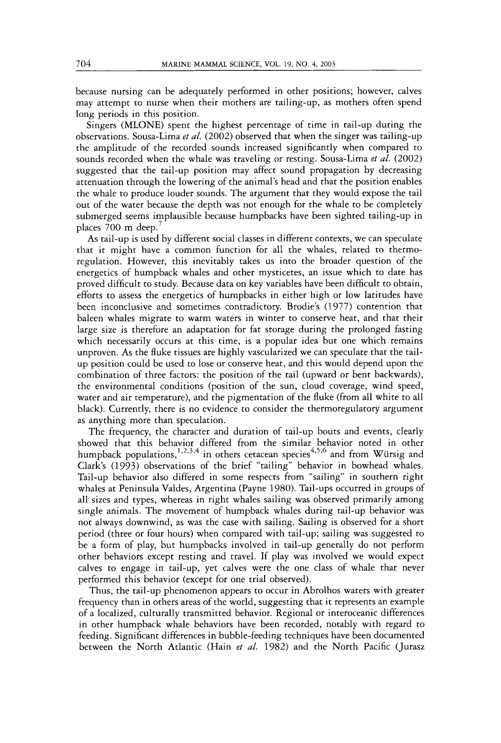because nursing can be adequately performed in other positions; however, calves may attempt to nurse when their mothers are tailing-up, as mothers often spend long periods in this position.

Singers (MLONE) spent the highest percentage of time in tail-up during the observations. Sousa-Lima *et al.* (2002) observed that when the singer was tailing-up the amplitude of the recorded sounds increased significantly when compared to sounds recorded when the whale was traveling or resting. Sousa-Lima *et al.* (2002) suggested that the tail-up position may affect sound propagation by decreasing attenuation through the lowering of the animal's head and that the position enables the whale to produce louder sounds. The argument that they would expose the tail out of the water because the depth was not enough for the whale to be completely submerged seems implausible because humpbacks have been sighted tailing-up in places 700 m deep.[7]

As tail-up is used by different social classes in different contexts, we can speculate that it might have a common function for all the whales, related to thermoregulation. However, this inevitably takes us into the broader question of the energetics of humpback whales and other mysticetes, an issue which to date has proved difficult to study. Because data on key variables have been difficult to obtain, efforts to assess the energetics of humpbacks in either high or low latitudes have been inconclusive and sometimes contradictory. Brodie's (1977) contention that baleen whales migrate to warm waters in winter to conserve heat, and that their large size is therefore an adaptation for fat storage during the prolonged fasting which necessarily occurs at this time, is a popular idea but one which remains unproven. As the fluke tissues are highly vascularized we can speculate that the tail-up position could be used to lose or conserve heat, and this would depend upon the combination of three factors: the position of the tail (upward or bent backwards), the environmental conditions (position of the sun, cloud coverage, wind speed, water and air temperature), and the pigmentation of the fluke (from all white to all black). Currently, there is no evidence to consider the thermoregulatory argument as anything more than speculation.

The frequency, the character and duration of tail-up bouts and events, clearly showed that this behavior differed from the similar behavior noted in other humpback populations,[1,2,3,4] in others cetacean species[4,5,6] and from Würsig and Clark's (1993) observations of the brief "tailing" behavior in bowhead whales. Tail-up behavior also differed in some respects from "sailing" in southern right whales at Peninsula Valdes, Argentina (Payne 1980). Tail-ups occurred in groups of all sizes and types, whereas in right whales sailing was observed primarily among single animals. The movement of humpback whales during tail-up behavior was not always downwind, as was the case with sailing. Sailing is observed for a short period (three or four hours) when compared with tail-up; sailing was suggested to be a form of play, but humpbacks involved in tail-up generally do not perform other behaviors except resting and travel. If play was involved we would expect calves to engage in tail-up, yet calves were the one class of whale that never performed this behavior (except for one trial observed).

Thus, the tail-up phenomenon appears to occur in Abrolhos waters with greater frequency than in others areas of the world, suggesting that it represents an example of a localized, culturally transmitted behavior. Regional or interoceanic differences in other humpback whale behaviors have been recorded, notably with regard to feeding. Significant differences in bubble-feeding techniques have been documented between the North Atlantic (Hain *et al.* 1982) and the North Pacific (Jurasz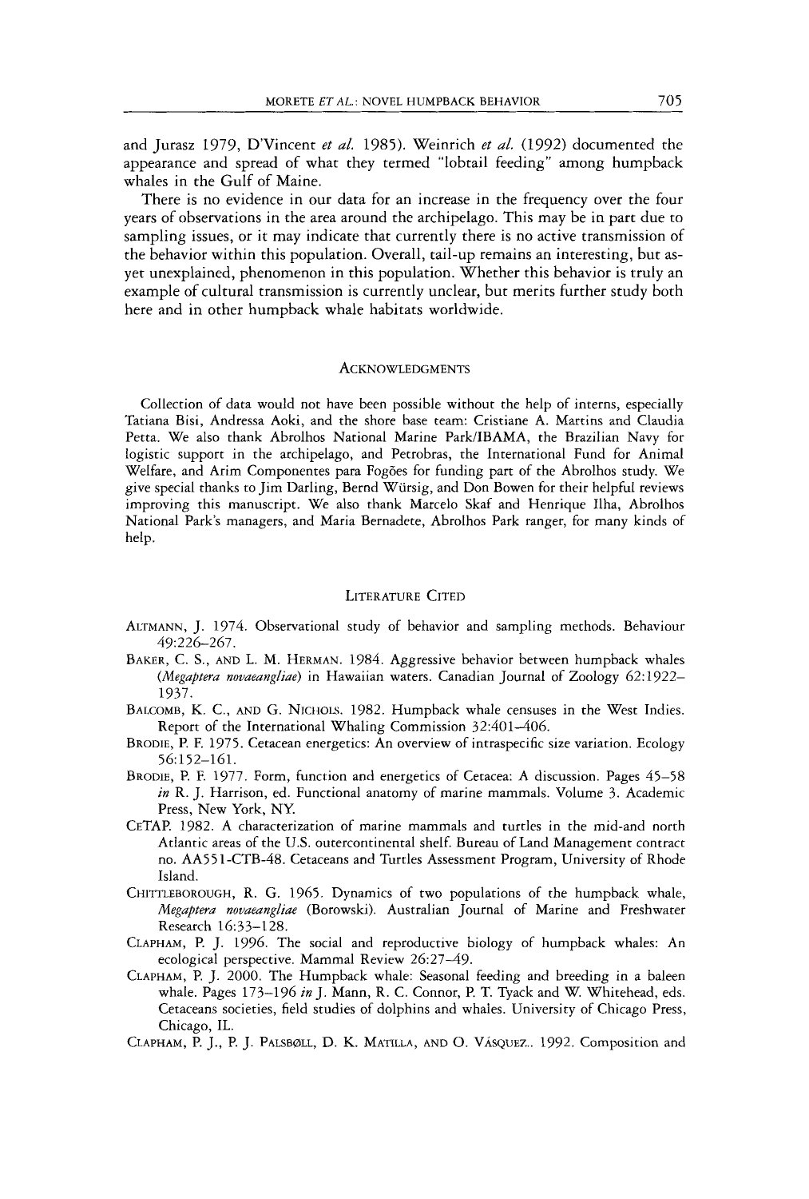and Jurasz 1979, D'Vincent *et al.* 1985). Weinrich *et al.* (1992) documented the appearance and spread of what they termed "lobtail feeding" among humpback whales in the Gulf of Maine.

There is no evidence in our data for an increase in the frequency over the four years of observations in the area around the archipelago. This may be in part due to sampling issues, or it may indicate that currently there is no active transmission of the behavior within this population. Overall, tail-up remains an interesting, but as-yet unexplained, phenomenon in this population. Whether this behavior is truly an example of cultural transmission is currently unclear, but merits further study both here and in other humpback whale habitats worldwide.

## Acknowledgments

Collection of data would not have been possible without the help of interns, especially Tatiana Bisi, Andressa Aoki, and the shore base team: Cristiane A. Martins and Claudia Petta. We also thank Abrolhos National Marine Park/IBAMA, the Brazilian Navy for logistic support in the archipelago, and Petrobras, the International Fund for Animal Welfare, and Arim Componentes para Fogões for funding part of the Abrolhos study. We give special thanks to Jim Darling, Bernd Würsig, and Don Bowen for their helpful reviews improving this manuscript. We also thank Marcelo Skaf and Henrique Ilha, Abrolhos National Park's managers, and Maria Bernadete, Abrolhos Park ranger, for many kinds of help.

## Literature Cited

Altmann, J. 1974. Observational study of behavior and sampling methods. Behaviour 49:226–267.

Baker, C. S., and L. M. Herman. 1984. Aggressive behavior between humpback whales (*Megaptera novaeangliae*) in Hawaiian waters. Canadian Journal of Zoology 62:1922–1937.

Balcomb, K. C., and G. Nichols. 1982. Humpback whale censuses in the West Indies. Report of the International Whaling Commission 32:401–406.

Brodie, P. F. 1975. Cetacean energetics: An overview of intraspecific size variation. Ecology 56:152–161.

Brodie, P. F. 1977. Form, function and energetics of Cetacea: A discussion. Pages 45–58 *in* R. J. Harrison, ed. Functional anatomy of marine mammals. Volume 3. Academic Press, New York, NY.

CeTAP. 1982. A characterization of marine mammals and turtles in the mid-and north Atlantic areas of the U.S. outercontinental shelf. Bureau of Land Management contract no. AA551-CTB-48. Cetaceans and Turtles Assessment Program, University of Rhode Island.

Chittleborough, R. G. 1965. Dynamics of two populations of the humpback whale, *Megaptera novaeangliae* (Borowski). Australian Journal of Marine and Freshwater Research 16:33–128.

Clapham, P. J. 1996. The social and reproductive biology of humpback whales: An ecological perspective. Mammal Review 26:27–49.

Clapham, P. J. 2000. The Humpback whale: Seasonal feeding and breeding in a baleen whale. Pages 173–196 *in* J. Mann, R. C. Connor, P. T. Tyack and W. Whitehead, eds. Cetaceans societies, field studies of dolphins and whales. University of Chicago Press, Chicago, IL.

Clapham, P. J., P. J. Palsbøll, D. K. Matilla, and O. Vásquez.. 1992. Composition and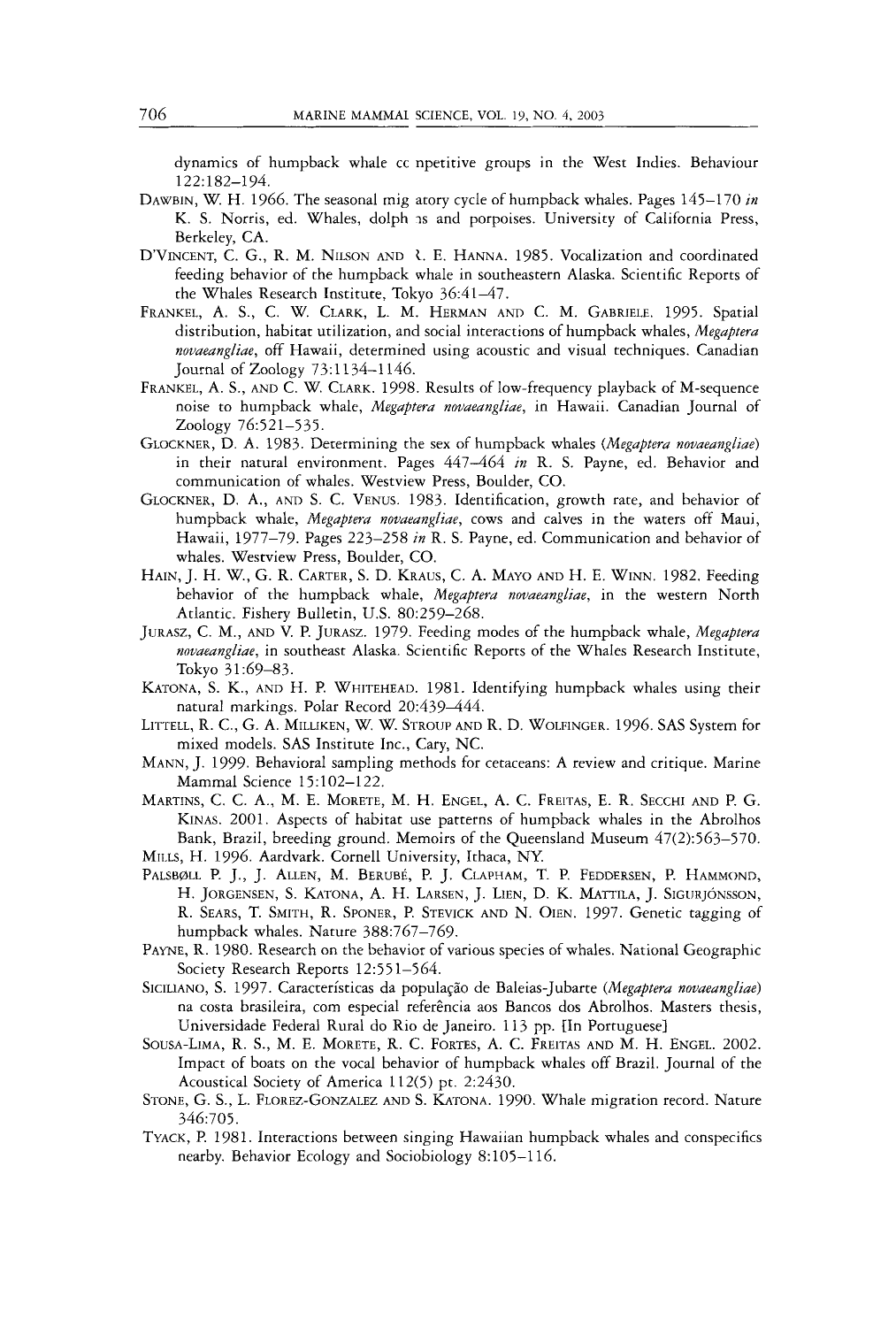dynamics of humpback whale cc npetitive groups in the West Indies. Behaviour 122:182–194.

DAWBIN, W. H. 1966. The seasonal mig atory cycle of humpback whales. Pages 145–170 *in* K. S. Norris, ed. Whales, dolph ıs and porpoises. University of California Press, Berkeley, CA.

D'VINCENT, C. G., R. M. NILSON AND ℓ. E. HANNA. 1985. Vocalization and coordinated feeding behavior of the humpback whale in southeastern Alaska. Scientific Reports of the Whales Research Institute, Tokyo 36:41–47.

FRANKEL, A. S., C. W. CLARK, L. M. HERMAN AND C. M. GABRIELE. 1995. Spatial distribution, habitat utilization, and social interactions of humpback whales, *Megaptera novaeangliae*, off Hawaii, determined using acoustic and visual techniques. Canadian Journal of Zoology 73:1134–1146.

FRANKEL, A. S., AND C. W. CLARK. 1998. Results of low-frequency playback of M-sequence noise to humpback whale, *Megaptera novaeangliae*, in Hawaii. Canadian Journal of Zoology 76:521–535.

GLOCKNER, D. A. 1983. Determining the sex of humpback whales (*Megaptera novaeangliae*) in their natural environment. Pages 447–464 *in* R. S. Payne, ed. Behavior and communication of whales. Westview Press, Boulder, CO.

GLOCKNER, D. A., AND S. C. VENUS. 1983. Identification, growth rate, and behavior of humpback whale, *Megaptera novaeangliae*, cows and calves in the waters off Maui, Hawaii, 1977–79. Pages 223–258 *in* R. S. Payne, ed. Communication and behavior of whales. Westview Press, Boulder, CO.

HAIN, J. H. W., G. R. CARTER, S. D. KRAUS, C. A. MAYO AND H. E. WINN. 1982. Feeding behavior of the humpback whale, *Megaptera novaeangliae*, in the western North Atlantic. Fishery Bulletin, U.S. 80:259–268.

JURASZ, C. M., AND V. P. JURASZ. 1979. Feeding modes of the humpback whale, *Megaptera novaeangliae*, in southeast Alaska. Scientific Reports of the Whales Research Institute, Tokyo 31:69–83.

KATONA, S. K., AND H. P. WHITEHEAD. 1981. Identifying humpback whales using their natural markings. Polar Record 20:439–444.

LITTELL, R. C., G. A. MILLIKEN, W. W. STROUP AND R. D. WOLFINGER. 1996. SAS System for mixed models. SAS Institute Inc., Cary, NC.

MANN, J. 1999. Behavioral sampling methods for cetaceans: A review and critique. Marine Mammal Science 15:102–122.

MARTINS, C. C. A., M. E. MORETE, M. H. ENGEL, A. C. FREITAS, E. R. SECCHI AND P. G. KINAS. 2001. Aspects of habitat use patterns of humpback whales in the Abrolhos Bank, Brazil, breeding ground. Memoirs of the Queensland Museum 47(2):563–570.

MILLS, H. 1996. Aardvark. Cornell University, Ithaca, NY.

PALSBØLL P. J., J. ALLEN, M. BERUBÉ, P. J. CLAPHAM, T. P. FEDDERSEN, P. HAMMOND, H. JORGENSEN, S. KATONA, A. H. LARSEN, J. LIEN, D. K. MATTILA, J. SIGURJÓNSSON, R. SEARS, T. SMITH, R. SPONER, P. STEVICK AND N. OIEN. 1997. Genetic tagging of humpback whales. Nature 388:767–769.

PAYNE, R. 1980. Research on the behavior of various species of whales. National Geographic Society Research Reports 12:551–564.

SICILIANO, S. 1997. Características da população de Baleias-Jubarte (*Megaptera novaeangliae*) na costa brasileira, com especial referência aos Bancos dos Abrolhos. Masters thesis, Universidade Federal Rural do Rio de Janeiro. 113 pp. [In Portuguese]

SOUSA-LIMA, R. S., M. E. MORETE, R. C. FORTES, A. C. FREITAS AND M. H. ENGEL. 2002. Impact of boats on the vocal behavior of humpback whales off Brazil. Journal of the Acoustical Society of America 112(5) pt. 2:2430.

STONE, G. S., L. FLOREZ-GONZALEZ AND S. KATONA. 1990. Whale migration record. Nature 346:705.

TYACK, P. 1981. Interactions between singing Hawaiian humpback whales and conspecifics nearby. Behavior Ecology and Sociobiology 8:105–116.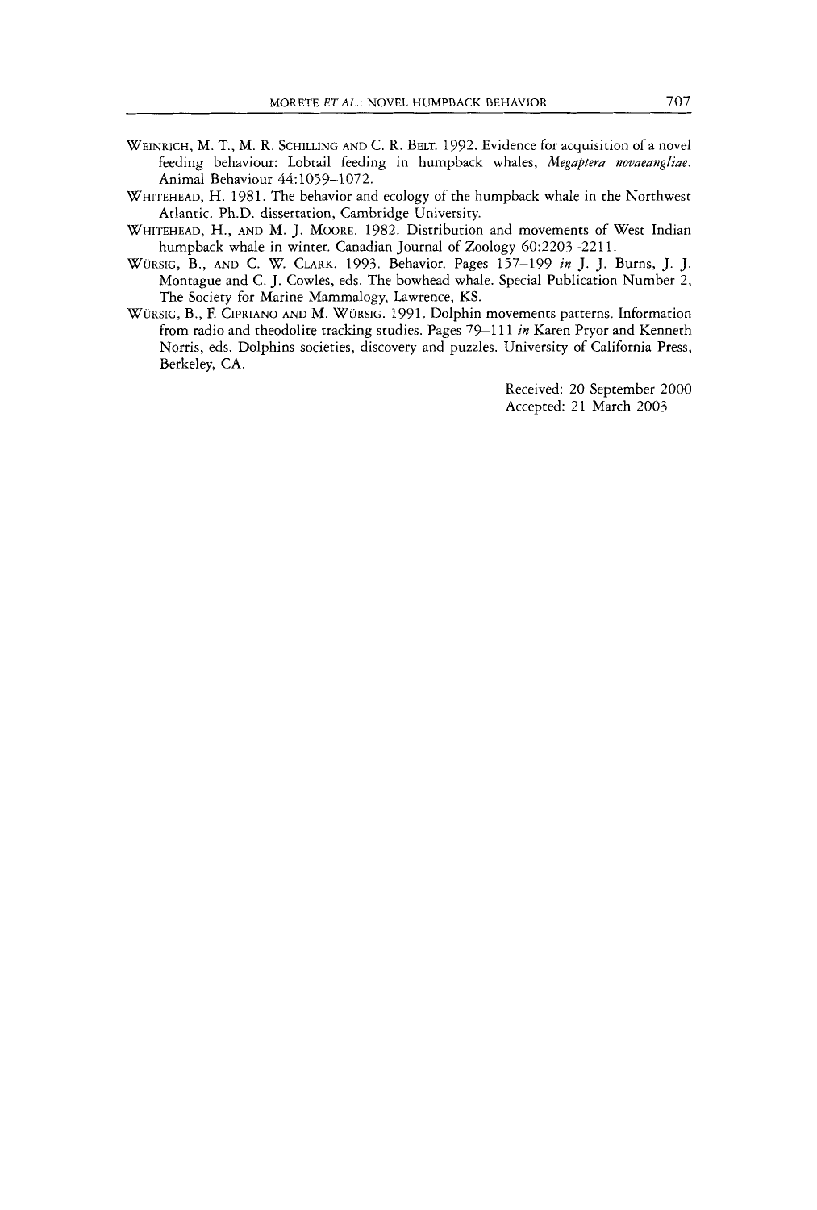WEINRICH, M. T., M. R. SCHILLING AND C. R. BELT. 1992. Evidence for acquisition of a novel feeding behaviour: Lobtail feeding in humpback whales, *Megaptera novaeangliae*. Animal Behaviour 44:1059–1072.

WHITEHEAD, H. 1981. The behavior and ecology of the humpback whale in the Northwest Atlantic. Ph.D. dissertation, Cambridge University.

WHITEHEAD, H., AND M. J. MOORE. 1982. Distribution and movements of West Indian humpback whale in winter. Canadian Journal of Zoology 60:2203–2211.

WÜRSIG, B., AND C. W. CLARK. 1993. Behavior. Pages 157–199 *in* J. J. Burns, J. J. Montague and C. J. Cowles, eds. The bowhead whale. Special Publication Number 2, The Society for Marine Mammalogy, Lawrence, KS.

WÜRSIG, B., F. CIPRIANO AND M. WÜRSIG. 1991. Dolphin movements patterns. Information from radio and theodolite tracking studies. Pages 79–111 *in* Karen Pryor and Kenneth Norris, eds. Dolphins societies, discovery and puzzles. University of California Press, Berkeley, CA.

Received: 20 September 2000
Accepted: 21 March 2003